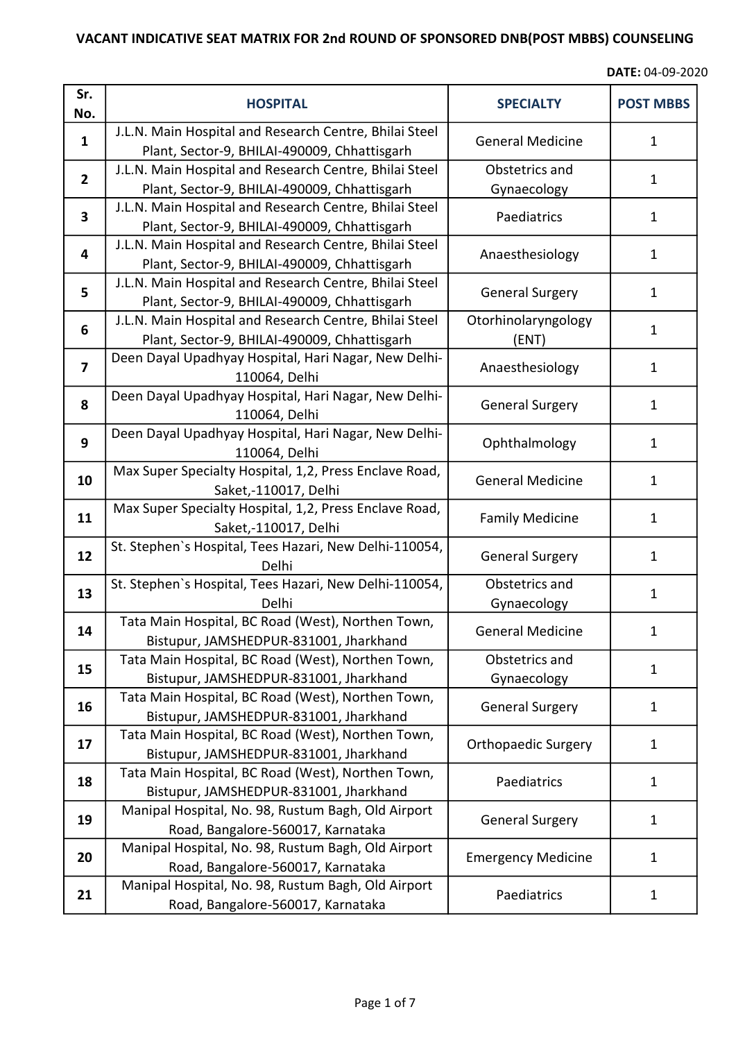# VACANT INDICATIVE SEAT MATRIX FOR 2nd ROUND OF SPONSORED DNB(POST MBBS) COUNSELING

**DATE:** 04-09-2020

| Sr. No. | HOSPITAL | SPECIALTY | POST MBBS |
|---|---|---|---|
| 1 | J.L.N. Main Hospital and Research Centre, Bhilai Steel Plant, Sector-9, BHILAI-490009, Chhattisgarh | General Medicine | 1 |
| 2 | J.L.N. Main Hospital and Research Centre, Bhilai Steel Plant, Sector-9, BHILAI-490009, Chhattisgarh | Obstetrics and Gynaecology | 1 |
| 3 | J.L.N. Main Hospital and Research Centre, Bhilai Steel Plant, Sector-9, BHILAI-490009, Chhattisgarh | Paediatrics | 1 |
| 4 | J.L.N. Main Hospital and Research Centre, Bhilai Steel Plant, Sector-9, BHILAI-490009, Chhattisgarh | Anaesthesiology | 1 |
| 5 | J.L.N. Main Hospital and Research Centre, Bhilai Steel Plant, Sector-9, BHILAI-490009, Chhattisgarh | General Surgery | 1 |
| 6 | J.L.N. Main Hospital and Research Centre, Bhilai Steel Plant, Sector-9, BHILAI-490009, Chhattisgarh | Otorhinolaryngology (ENT) | 1 |
| 7 | Deen Dayal Upadhyay Hospital, Hari Nagar, New Delhi-110064, Delhi | Anaesthesiology | 1 |
| 8 | Deen Dayal Upadhyay Hospital, Hari Nagar, New Delhi-110064, Delhi | General Surgery | 1 |
| 9 | Deen Dayal Upadhyay Hospital, Hari Nagar, New Delhi-110064, Delhi | Ophthalmology | 1 |
| 10 | Max Super Specialty Hospital, 1,2, Press Enclave Road, Saket,-110017, Delhi | General Medicine | 1 |
| 11 | Max Super Specialty Hospital, 1,2, Press Enclave Road, Saket,-110017, Delhi | Family Medicine | 1 |
| 12 | St. Stephen`s Hospital, Tees Hazari, New Delhi-110054, Delhi | General Surgery | 1 |
| 13 | St. Stephen`s Hospital, Tees Hazari, New Delhi-110054, Delhi | Obstetrics and Gynaecology | 1 |
| 14 | Tata Main Hospital, BC Road (West), Northen Town, Bistupur, JAMSHEDPUR-831001, Jharkhand | General Medicine | 1 |
| 15 | Tata Main Hospital, BC Road (West), Northen Town, Bistupur, JAMSHEDPUR-831001, Jharkhand | Obstetrics and Gynaecology | 1 |
| 16 | Tata Main Hospital, BC Road (West), Northen Town, Bistupur, JAMSHEDPUR-831001, Jharkhand | General Surgery | 1 |
| 17 | Tata Main Hospital, BC Road (West), Northen Town, Bistupur, JAMSHEDPUR-831001, Jharkhand | Orthopaedic Surgery | 1 |
| 18 | Tata Main Hospital, BC Road (West), Northen Town, Bistupur, JAMSHEDPUR-831001, Jharkhand | Paediatrics | 1 |
| 19 | Manipal Hospital, No. 98, Rustum Bagh, Old Airport Road, Bangalore-560017, Karnataka | General Surgery | 1 |
| 20 | Manipal Hospital, No. 98, Rustum Bagh, Old Airport Road, Bangalore-560017, Karnataka | Emergency Medicine | 1 |
| 21 | Manipal Hospital, No. 98, Rustum Bagh, Old Airport Road, Bangalore-560017, Karnataka | Paediatrics | 1 |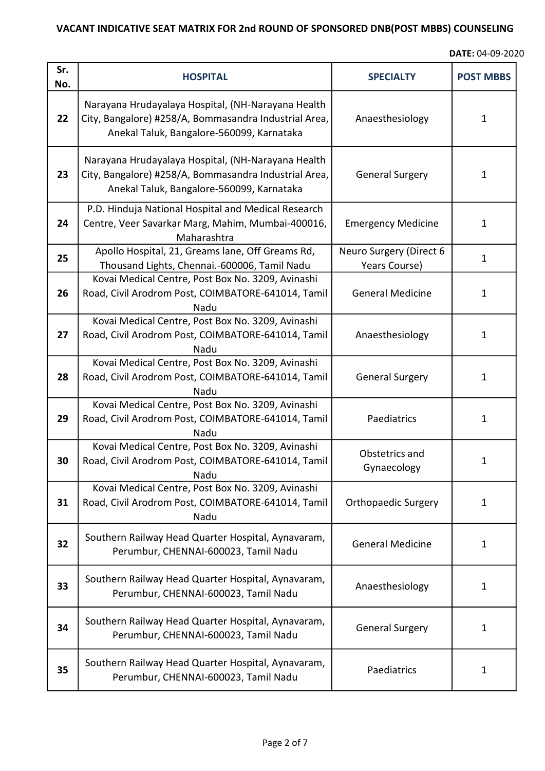## VACANT INDICATIVE SEAT MATRIX FOR 2nd ROUND OF SPONSORED DNB(POST MBBS) COUNSELING

**DATE:** 04-09-2020

| Sr. No. | HOSPITAL | SPECIALTY | POST MBBS |
|---|---|---|---|
| **22** | Narayana Hrudayalaya Hospital, (NH-Narayana Health City, Bangalore) #258/A, Bommasandra Industrial Area, Anekal Taluk, Bangalore-560099, Karnataka | Anaesthesiology | 1 |
| **23** | Narayana Hrudayalaya Hospital, (NH-Narayana Health City, Bangalore) #258/A, Bommasandra Industrial Area, Anekal Taluk, Bangalore-560099, Karnataka | General Surgery | 1 |
| **24** | P.D. Hinduja National Hospital and Medical Research Centre, Veer Savarkar Marg, Mahim, Mumbai-400016, Maharashtra | Emergency Medicine | 1 |
| **25** | Apollo Hospital, 21, Greams lane, Off Greams Rd, Thousand Lights, Chennai.-600006, Tamil Nadu | Neuro Surgery (Direct 6 Years Course) | 1 |
| **26** | Kovai Medical Centre, Post Box No. 3209, Avinashi Road, Civil Arodrom Post, COIMBATORE-641014, Tamil Nadu | General Medicine | 1 |
| **27** | Kovai Medical Centre, Post Box No. 3209, Avinashi Road, Civil Arodrom Post, COIMBATORE-641014, Tamil Nadu | Anaesthesiology | 1 |
| **28** | Kovai Medical Centre, Post Box No. 3209, Avinashi Road, Civil Arodrom Post, COIMBATORE-641014, Tamil Nadu | General Surgery | 1 |
| **29** | Kovai Medical Centre, Post Box No. 3209, Avinashi Road, Civil Arodrom Post, COIMBATORE-641014, Tamil Nadu | Paediatrics | 1 |
| **30** | Kovai Medical Centre, Post Box No. 3209, Avinashi Road, Civil Arodrom Post, COIMBATORE-641014, Tamil Nadu | Obstetrics and Gynaecology | 1 |
| **31** | Kovai Medical Centre, Post Box No. 3209, Avinashi Road, Civil Arodrom Post, COIMBATORE-641014, Tamil Nadu | Orthopaedic Surgery | 1 |
| **32** | Southern Railway Head Quarter Hospital, Aynavaram, Perumbur, CHENNAI-600023, Tamil Nadu | General Medicine | 1 |
| **33** | Southern Railway Head Quarter Hospital, Aynavaram, Perumbur, CHENNAI-600023, Tamil Nadu | Anaesthesiology | 1 |
| **34** | Southern Railway Head Quarter Hospital, Aynavaram, Perumbur, CHENNAI-600023, Tamil Nadu | General Surgery | 1 |
| **35** | Southern Railway Head Quarter Hospital, Aynavaram, Perumbur, CHENNAI-600023, Tamil Nadu | Paediatrics | 1 |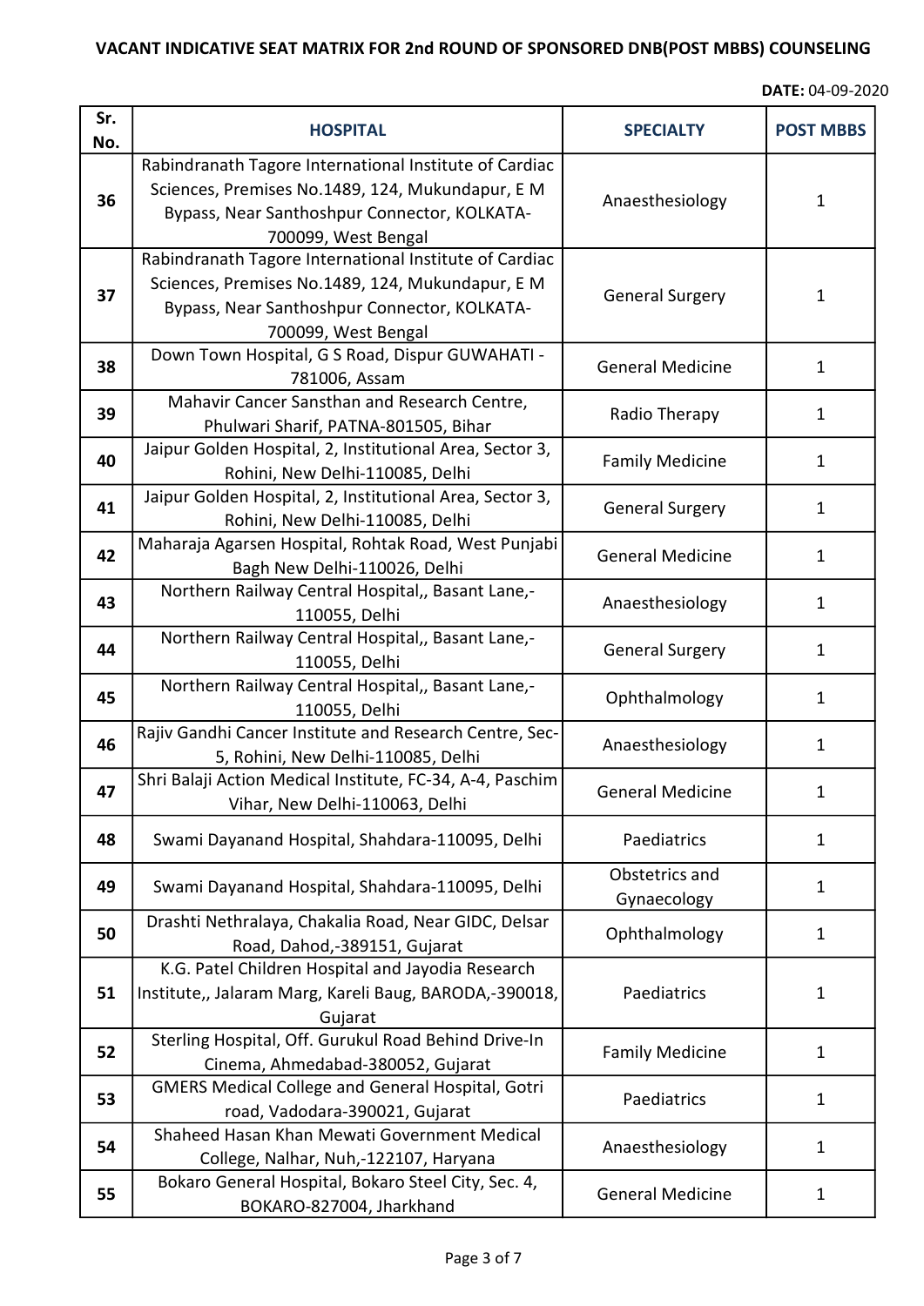# VACANT INDICATIVE SEAT MATRIX FOR 2nd ROUND OF SPONSORED DNB(POST MBBS) COUNSELING

**DATE:** 04-09-2020

| Sr. No. | HOSPITAL | SPECIALTY | POST MBBS |
|---|---|---|---|
| 36 | Rabindranath Tagore International Institute of Cardiac Sciences, Premises No.1489, 124, Mukundapur, E M Bypass, Near Santhoshpur Connector, KOLKATA-700099, West Bengal | Anaesthesiology | 1 |
| 37 | Rabindranath Tagore International Institute of Cardiac Sciences, Premises No.1489, 124, Mukundapur, E M Bypass, Near Santhoshpur Connector, KOLKATA-700099, West Bengal | General Surgery | 1 |
| 38 | Down Town Hospital, G S Road, Dispur GUWAHATI - 781006, Assam | General Medicine | 1 |
| 39 | Mahavir Cancer Sansthan and Research Centre, Phulwari Sharif, PATNA-801505, Bihar | Radio Therapy | 1 |
| 40 | Jaipur Golden Hospital, 2, Institutional Area, Sector 3, Rohini, New Delhi-110085, Delhi | Family Medicine | 1 |
| 41 | Jaipur Golden Hospital, 2, Institutional Area, Sector 3, Rohini, New Delhi-110085, Delhi | General Surgery | 1 |
| 42 | Maharaja Agarsen Hospital, Rohtak Road, West Punjabi Bagh New Delhi-110026, Delhi | General Medicine | 1 |
| 43 | Northern Railway Central Hospital,, Basant Lane,-110055, Delhi | Anaesthesiology | 1 |
| 44 | Northern Railway Central Hospital,, Basant Lane,-110055, Delhi | General Surgery | 1 |
| 45 | Northern Railway Central Hospital,, Basant Lane,-110055, Delhi | Ophthalmology | 1 |
| 46 | Rajiv Gandhi Cancer Institute and Research Centre, Sec-5, Rohini, New Delhi-110085, Delhi | Anaesthesiology | 1 |
| 47 | Shri Balaji Action Medical Institute, FC-34, A-4, Paschim Vihar, New Delhi-110063, Delhi | General Medicine | 1 |
| 48 | Swami Dayanand Hospital, Shahdara-110095, Delhi | Paediatrics | 1 |
| 49 | Swami Dayanand Hospital, Shahdara-110095, Delhi | Obstetrics and Gynaecology | 1 |
| 50 | Drashti Nethralaya, Chakalia Road, Near GIDC, Delsar Road, Dahod,-389151, Gujarat | Ophthalmology | 1 |
| 51 | K.G. Patel Children Hospital and Jayodia Research Institute,, Jalaram Marg, Kareli Baug, BARODA,-390018, Gujarat | Paediatrics | 1 |
| 52 | Sterling Hospital, Off. Gurukul Road Behind Drive-In Cinema, Ahmedabad-380052, Gujarat | Family Medicine | 1 |
| 53 | GMERS Medical College and General Hospital, Gotri road, Vadodara-390021, Gujarat | Paediatrics | 1 |
| 54 | Shaheed Hasan Khan Mewati Government Medical College, Nalhar, Nuh,-122107, Haryana | Anaesthesiology | 1 |
| 55 | Bokaro General Hospital, Bokaro Steel City, Sec. 4, BOKARO-827004, Jharkhand | General Medicine | 1 |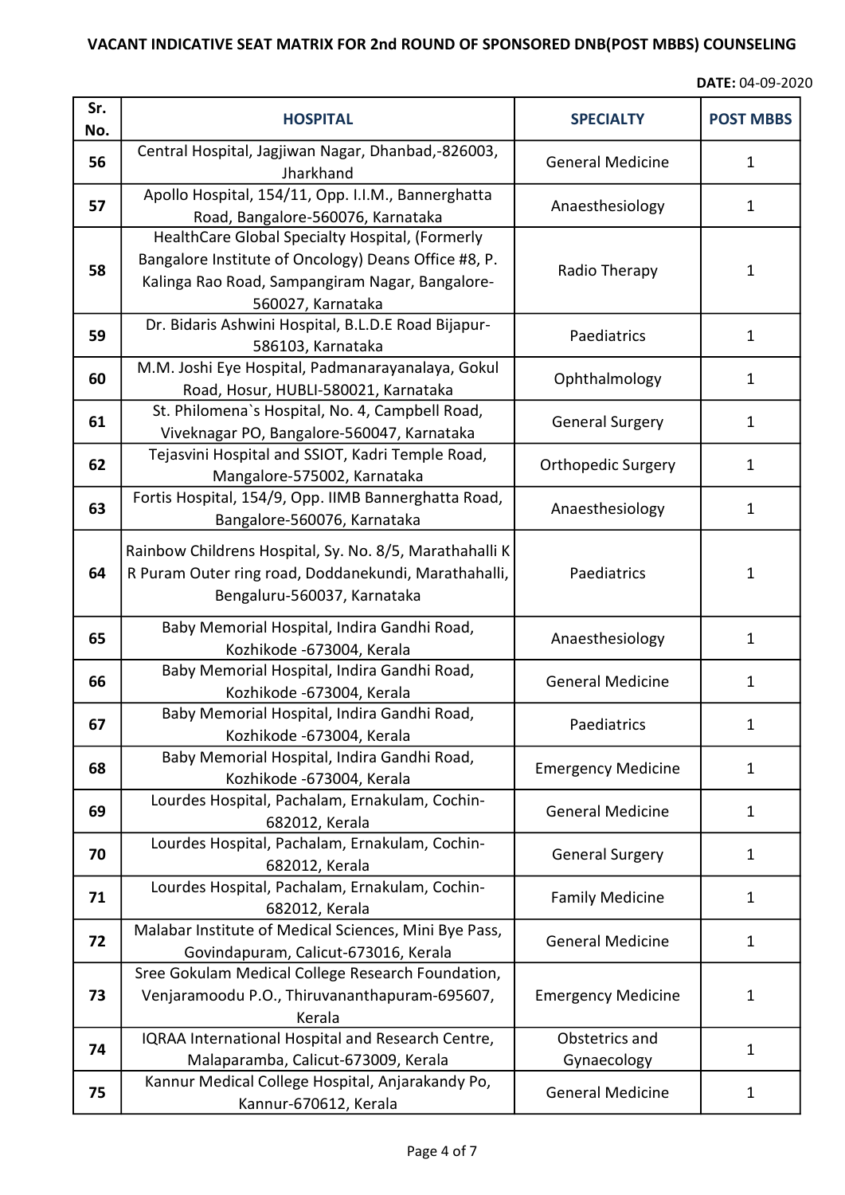**VACANT INDICATIVE SEAT MATRIX FOR 2nd ROUND OF SPONSORED DNB(POST MBBS) COUNSELING**

**DATE:** 04-09-2020

| Sr. No. | HOSPITAL | SPECIALTY | POST MBBS |
|---|---|---|---|
| 56 | Central Hospital, Jagjiwan Nagar, Dhanbad,-826003, Jharkhand | General Medicine | 1 |
| 57 | Apollo Hospital, 154/11, Opp. I.I.M., Bannerghatta Road, Bangalore-560076, Karnataka | Anaesthesiology | 1 |
| 58 | HealthCare Global Specialty Hospital, (Formerly Bangalore Institute of Oncology) Deans Office #8, P. Kalinga Rao Road, Sampangiram Nagar, Bangalore-560027, Karnataka | Radio Therapy | 1 |
| 59 | Dr. Bidaris Ashwini Hospital, B.L.D.E Road Bijapur-586103, Karnataka | Paediatrics | 1 |
| 60 | M.M. Joshi Eye Hospital, Padmanarayanalaya, Gokul Road, Hosur, HUBLI-580021, Karnataka | Ophthalmology | 1 |
| 61 | St. Philomena`s Hospital, No. 4, Campbell Road, Viveknagar PO, Bangalore-560047, Karnataka | General Surgery | 1 |
| 62 | Tejasvini Hospital and SSIOT, Kadri Temple Road, Mangalore-575002, Karnataka | Orthopedic Surgery | 1 |
| 63 | Fortis Hospital, 154/9, Opp. IIMB Bannerghatta Road, Bangalore-560076, Karnataka | Anaesthesiology | 1 |
| 64 | Rainbow Childrens Hospital, Sy. No. 8/5, Marathahalli K R Puram Outer ring road, Doddanekundi, Marathahalli, Bengaluru-560037, Karnataka | Paediatrics | 1 |
| 65 | Baby Memorial Hospital, Indira Gandhi Road, Kozhikode -673004, Kerala | Anaesthesiology | 1 |
| 66 | Baby Memorial Hospital, Indira Gandhi Road, Kozhikode -673004, Kerala | General Medicine | 1 |
| 67 | Baby Memorial Hospital, Indira Gandhi Road, Kozhikode -673004, Kerala | Paediatrics | 1 |
| 68 | Baby Memorial Hospital, Indira Gandhi Road, Kozhikode -673004, Kerala | Emergency Medicine | 1 |
| 69 | Lourdes Hospital, Pachalam, Ernakulam, Cochin-682012, Kerala | General Medicine | 1 |
| 70 | Lourdes Hospital, Pachalam, Ernakulam, Cochin-682012, Kerala | General Surgery | 1 |
| 71 | Lourdes Hospital, Pachalam, Ernakulam, Cochin-682012, Kerala | Family Medicine | 1 |
| 72 | Malabar Institute of Medical Sciences, Mini Bye Pass, Govindapuram, Calicut-673016, Kerala | General Medicine | 1 |
| 73 | Sree Gokulam Medical College Research Foundation, Venjaramoodu P.O., Thiruvananthapuram-695607, Kerala | Emergency Medicine | 1 |
| 74 | IQRAA International Hospital and Research Centre, Malaparamba, Calicut-673009, Kerala | Obstetrics and Gynaecology | 1 |
| 75 | Kannur Medical College Hospital, Anjarakandy Po, Kannur-670612, Kerala | General Medicine | 1 |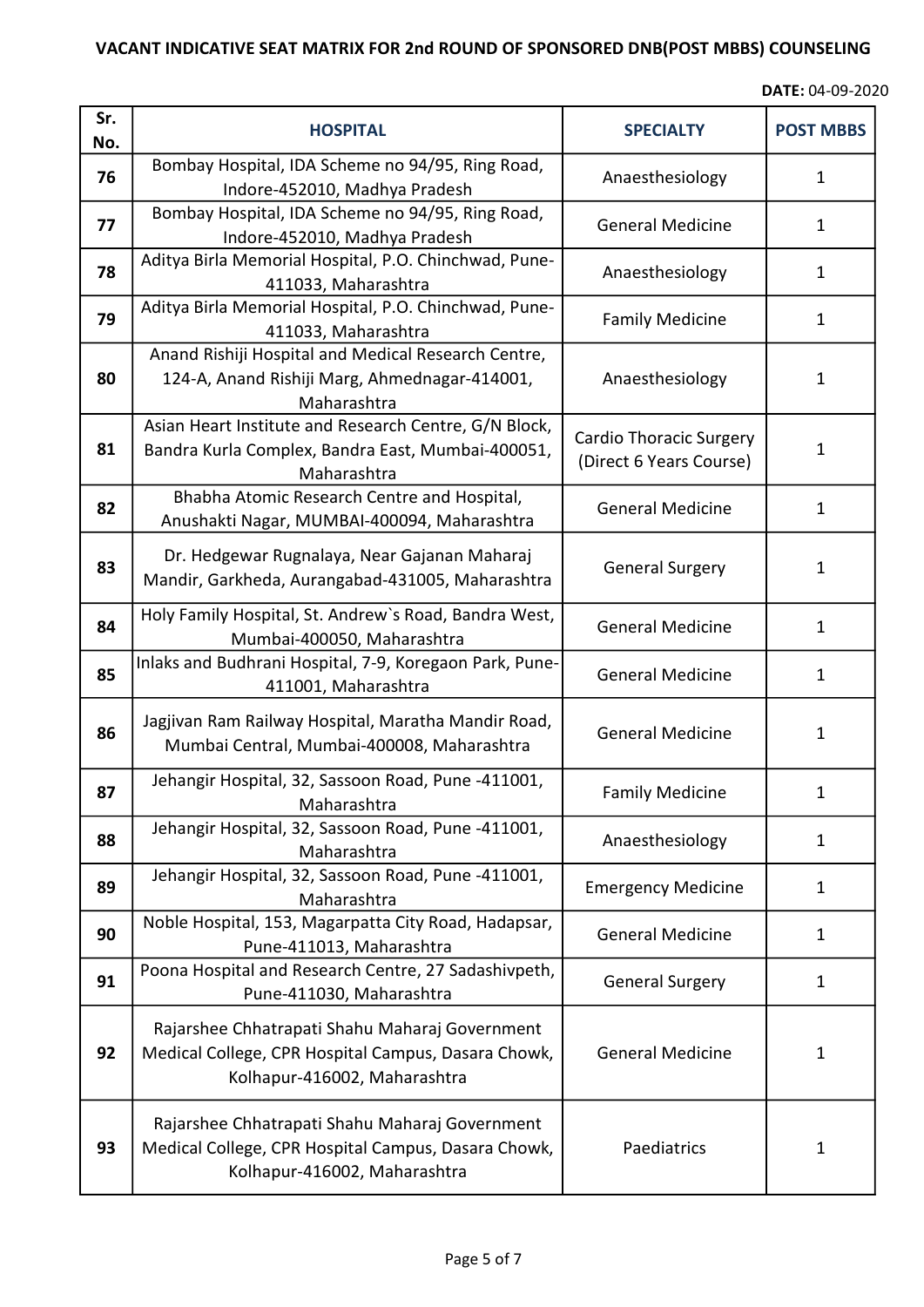# VACANT INDICATIVE SEAT MATRIX FOR 2nd ROUND OF SPONSORED DNB(POST MBBS) COUNSELING

**DATE:** 04-09-2020

| Sr. No. | HOSPITAL | SPECIALTY | POST MBBS |
|---|---|---|---|
| 76 | Bombay Hospital, IDA Scheme no 94/95, Ring Road, Indore-452010, Madhya Pradesh | Anaesthesiology | 1 |
| 77 | Bombay Hospital, IDA Scheme no 94/95, Ring Road, Indore-452010, Madhya Pradesh | General Medicine | 1 |
| 78 | Aditya Birla Memorial Hospital, P.O. Chinchwad, Pune-411033, Maharashtra | Anaesthesiology | 1 |
| 79 | Aditya Birla Memorial Hospital, P.O. Chinchwad, Pune-411033, Maharashtra | Family Medicine | 1 |
| 80 | Anand Rishiji Hospital and Medical Research Centre, 124-A, Anand Rishiji Marg, Ahmednagar-414001, Maharashtra | Anaesthesiology | 1 |
| 81 | Asian Heart Institute and Research Centre, G/N Block, Bandra Kurla Complex, Bandra East, Mumbai-400051, Maharashtra | Cardio Thoracic Surgery (Direct 6 Years Course) | 1 |
| 82 | Bhabha Atomic Research Centre and Hospital, Anushakti Nagar, MUMBAI-400094, Maharashtra | General Medicine | 1 |
| 83 | Dr. Hedgewar Rugnalaya, Near Gajanan Maharaj Mandir, Garkheda, Aurangabad-431005, Maharashtra | General Surgery | 1 |
| 84 | Holy Family Hospital, St. Andrew`s Road, Bandra West, Mumbai-400050, Maharashtra | General Medicine | 1 |
| 85 | Inlaks and Budhrani Hospital, 7-9, Koregaon Park, Pune-411001, Maharashtra | General Medicine | 1 |
| 86 | Jagjivan Ram Railway Hospital, Maratha Mandir Road, Mumbai Central, Mumbai-400008, Maharashtra | General Medicine | 1 |
| 87 | Jehangir Hospital, 32, Sassoon Road, Pune -411001, Maharashtra | Family Medicine | 1 |
| 88 | Jehangir Hospital, 32, Sassoon Road, Pune -411001, Maharashtra | Anaesthesiology | 1 |
| 89 | Jehangir Hospital, 32, Sassoon Road, Pune -411001, Maharashtra | Emergency Medicine | 1 |
| 90 | Noble Hospital, 153, Magarpatta City Road, Hadapsar, Pune-411013, Maharashtra | General Medicine | 1 |
| 91 | Poona Hospital and Research Centre, 27 Sadashivpeth, Pune-411030, Maharashtra | General Surgery | 1 |
| 92 | Rajarshee Chhatrapati Shahu Maharaj Government Medical College, CPR Hospital Campus, Dasara Chowk, Kolhapur-416002, Maharashtra | General Medicine | 1 |
| 93 | Rajarshee Chhatrapati Shahu Maharaj Government Medical College, CPR Hospital Campus, Dasara Chowk, Kolhapur-416002, Maharashtra | Paediatrics | 1 |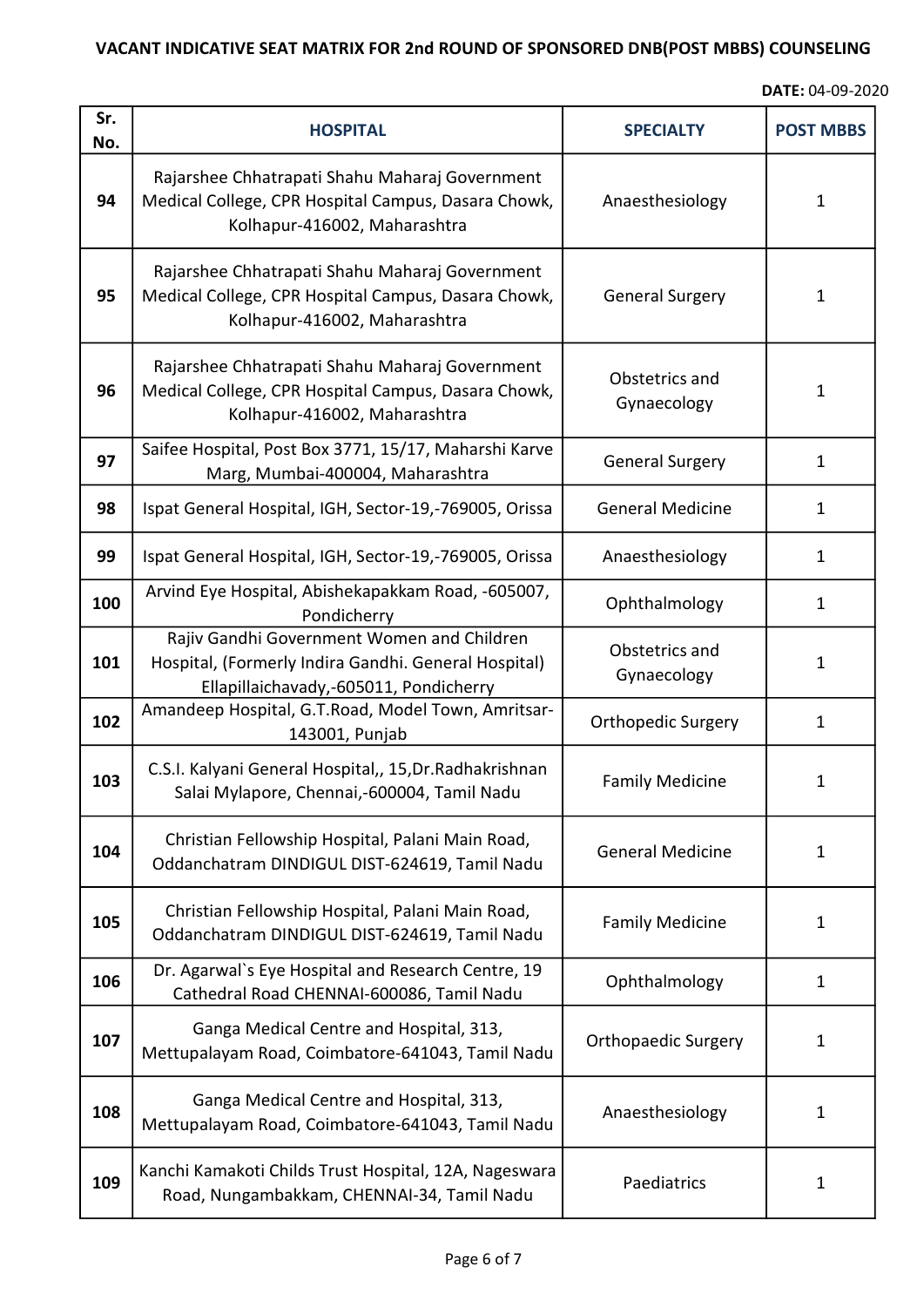# VACANT INDICATIVE SEAT MATRIX FOR 2nd ROUND OF SPONSORED DNB(POST MBBS) COUNSELING

**DATE:** 04-09-2020

| Sr. No. | HOSPITAL | SPECIALTY | POST MBBS |
|---|---|---|---|
| 94 | Rajarshee Chhatrapati Shahu Maharaj Government Medical College, CPR Hospital Campus, Dasara Chowk, Kolhapur-416002, Maharashtra | Anaesthesiology | 1 |
| 95 | Rajarshee Chhatrapati Shahu Maharaj Government Medical College, CPR Hospital Campus, Dasara Chowk, Kolhapur-416002, Maharashtra | General Surgery | 1 |
| 96 | Rajarshee Chhatrapati Shahu Maharaj Government Medical College, CPR Hospital Campus, Dasara Chowk, Kolhapur-416002, Maharashtra | Obstetrics and Gynaecology | 1 |
| 97 | Saifee Hospital, Post Box 3771, 15/17, Maharshi Karve Marg, Mumbai-400004, Maharashtra | General Surgery | 1 |
| 98 | Ispat General Hospital, IGH, Sector-19,-769005, Orissa | General Medicine | 1 |
| 99 | Ispat General Hospital, IGH, Sector-19,-769005, Orissa | Anaesthesiology | 1 |
| 100 | Arvind Eye Hospital, Abishekapakkam Road, -605007, Pondicherry | Ophthalmology | 1 |
| 101 | Rajiv Gandhi Government Women and Children Hospital, (Formerly Indira Gandhi. General Hospital) Ellapillaichavady,-605011, Pondicherry | Obstetrics and Gynaecology | 1 |
| 102 | Amandeep Hospital, G.T.Road, Model Town, Amritsar-143001, Punjab | Orthopedic Surgery | 1 |
| 103 | C.S.I. Kalyani General Hospital,, 15,Dr.Radhakrishnan Salai Mylapore, Chennai,-600004, Tamil Nadu | Family Medicine | 1 |
| 104 | Christian Fellowship Hospital, Palani Main Road, Oddanchatram DINDIGUL DIST-624619, Tamil Nadu | General Medicine | 1 |
| 105 | Christian Fellowship Hospital, Palani Main Road, Oddanchatram DINDIGUL DIST-624619, Tamil Nadu | Family Medicine | 1 |
| 106 | Dr. Agarwal`s Eye Hospital and Research Centre, 19 Cathedral Road CHENNAI-600086, Tamil Nadu | Ophthalmology | 1 |
| 107 | Ganga Medical Centre and Hospital, 313, Mettupalayam Road, Coimbatore-641043, Tamil Nadu | Orthopaedic Surgery | 1 |
| 108 | Ganga Medical Centre and Hospital, 313, Mettupalayam Road, Coimbatore-641043, Tamil Nadu | Anaesthesiology | 1 |
| 109 | Kanchi Kamakoti Childs Trust Hospital, 12A, Nageswara Road, Nungambakkam, CHENNAI-34, Tamil Nadu | Paediatrics | 1 |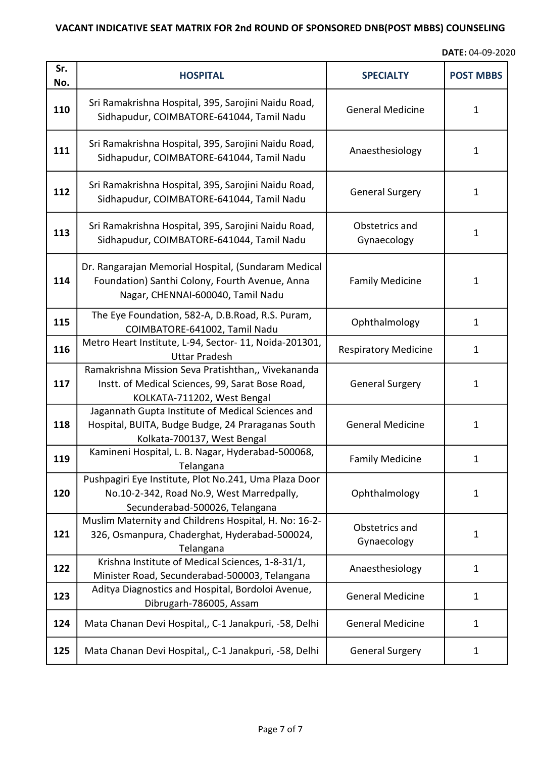# VACANT INDICATIVE SEAT MATRIX FOR 2nd ROUND OF SPONSORED DNB(POST MBBS) COUNSELING

**DATE:** 04-09-2020

| Sr. No. | HOSPITAL | SPECIALTY | POST MBBS |
|---|---|---|---|
| **110** | Sri Ramakrishna Hospital, 395, Sarojini Naidu Road, Sidhapudur, COIMBATORE-641044, Tamil Nadu | General Medicine | 1 |
| **111** | Sri Ramakrishna Hospital, 395, Sarojini Naidu Road, Sidhapudur, COIMBATORE-641044, Tamil Nadu | Anaesthesiology | 1 |
| **112** | Sri Ramakrishna Hospital, 395, Sarojini Naidu Road, Sidhapudur, COIMBATORE-641044, Tamil Nadu | General Surgery | 1 |
| **113** | Sri Ramakrishna Hospital, 395, Sarojini Naidu Road, Sidhapudur, COIMBATORE-641044, Tamil Nadu | Obstetrics and Gynaecology | 1 |
| **114** | Dr. Rangarajan Memorial Hospital, (Sundaram Medical Foundation) Santhi Colony, Fourth Avenue, Anna Nagar, CHENNAI-600040, Tamil Nadu | Family Medicine | 1 |
| **115** | The Eye Foundation, 582-A, D.B.Road, R.S. Puram, COIMBATORE-641002, Tamil Nadu | Ophthalmology | 1 |
| **116** | Metro Heart Institute, L-94, Sector- 11, Noida-201301, Uttar Pradesh | Respiratory Medicine | 1 |
| **117** | Ramakrishna Mission Seva Pratishthan,, Vivekananda Instt. of Medical Sciences, 99, Sarat Bose Road, KOLKATA-711202, West Bengal | General Surgery | 1 |
| **118** | Jagannath Gupta Institute of Medical Sciences and Hospital, BUITA, Budge Budge, 24 Praraganas South Kolkata-700137, West Bengal | General Medicine | 1 |
| **119** | Kamineni Hospital, L. B. Nagar, Hyderabad-500068, Telangana | Family Medicine | 1 |
| **120** | Pushpagiri Eye Institute, Plot No.241, Uma Plaza Door No.10-2-342, Road No.9, West Marredpally, Secunderabad-500026, Telangana | Ophthalmology | 1 |
| **121** | Muslim Maternity and Childrens Hospital, H. No: 16-2-326, Osmanpura, Chaderghat, Hyderabad-500024, Telangana | Obstetrics and Gynaecology | 1 |
| **122** | Krishna Institute of Medical Sciences, 1-8-31/1, Minister Road, Secunderabad-500003, Telangana | Anaesthesiology | 1 |
| **123** | Aditya Diagnostics and Hospital, Bordoloi Avenue, Dibrugarh-786005, Assam | General Medicine | 1 |
| **124** | Mata Chanan Devi Hospital,, C-1 Janakpuri, -58, Delhi | General Medicine | 1 |
| **125** | Mata Chanan Devi Hospital,, C-1 Janakpuri, -58, Delhi | General Surgery | 1 |